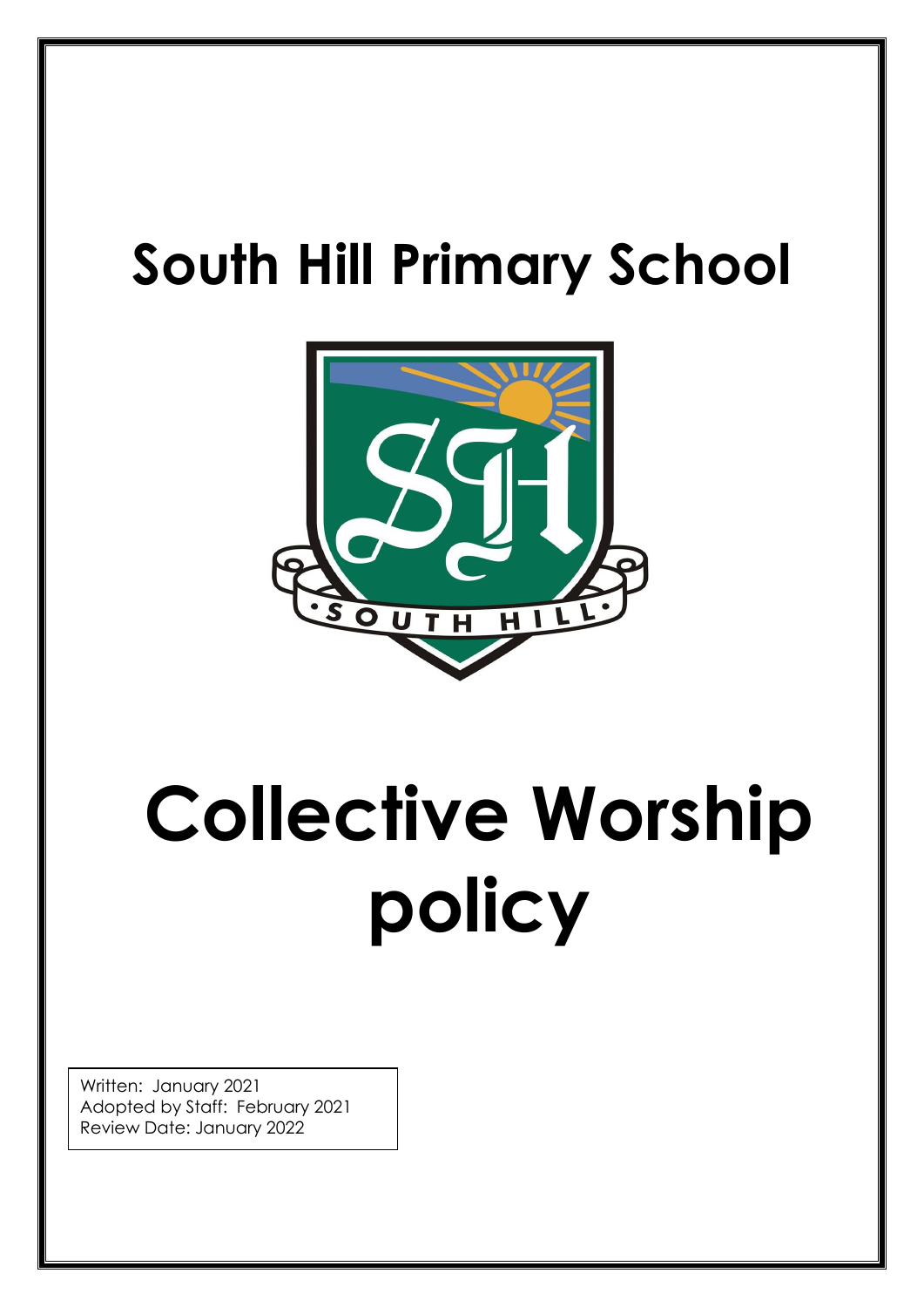# South Hill Primary School

# Collective Worship policy

Written: January 2021
Adopted by Staff: February 2021
Review Date: January 2022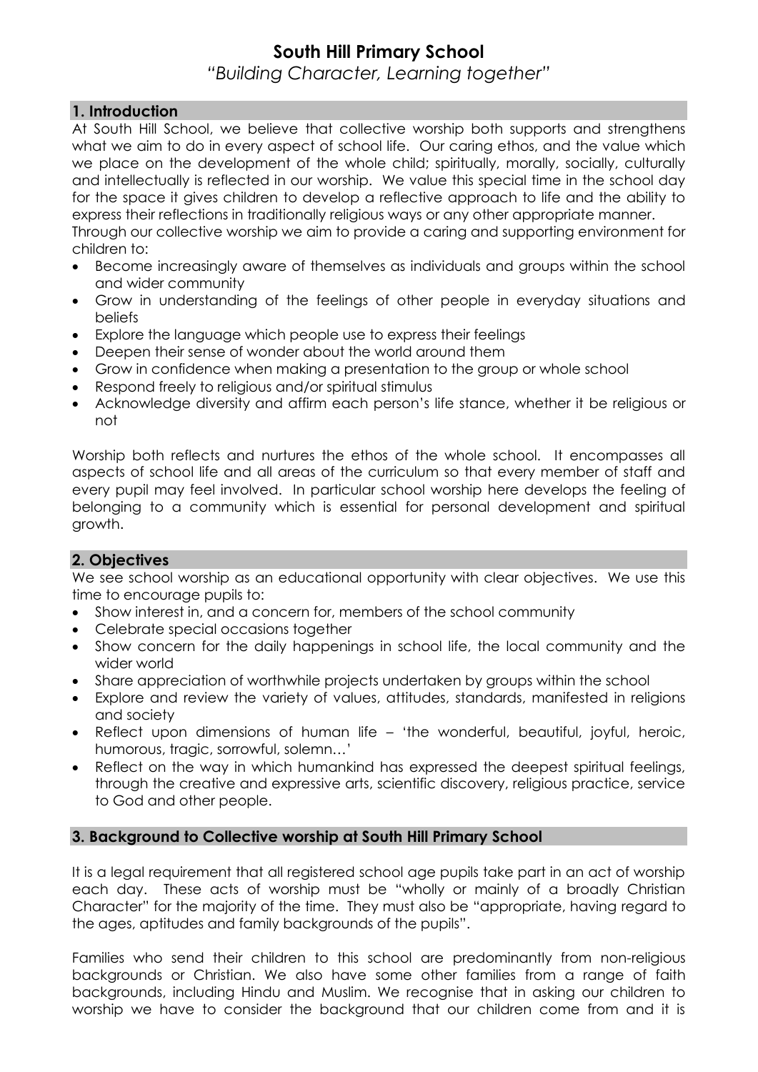# South Hill Primary School

*"Building Character, Learning together"*

## 1. Introduction

At South Hill School, we believe that collective worship both supports and strengthens what we aim to do in every aspect of school life. Our caring ethos, and the value which we place on the development of the whole child; spiritually, morally, socially, culturally and intellectually is reflected in our worship. We value this special time in the school day for the space it gives children to develop a reflective approach to life and the ability to express their reflections in traditionally religious ways or any other appropriate manner.

Through our collective worship we aim to provide a caring and supporting environment for children to:

- Become increasingly aware of themselves as individuals and groups within the school and wider community
- Grow in understanding of the feelings of other people in everyday situations and beliefs
- Explore the language which people use to express their feelings
- Deepen their sense of wonder about the world around them
- Grow in confidence when making a presentation to the group or whole school
- Respond freely to religious and/or spiritual stimulus
- Acknowledge diversity and affirm each person's life stance, whether it be religious or not

Worship both reflects and nurtures the ethos of the whole school. It encompasses all aspects of school life and all areas of the curriculum so that every member of staff and every pupil may feel involved. In particular school worship here develops the feeling of belonging to a community which is essential for personal development and spiritual growth.

## 2. Objectives

We see school worship as an educational opportunity with clear objectives. We use this time to encourage pupils to:

- Show interest in, and a concern for, members of the school community
- Celebrate special occasions together
- Show concern for the daily happenings in school life, the local community and the wider world
- Share appreciation of worthwhile projects undertaken by groups within the school
- Explore and review the variety of values, attitudes, standards, manifested in religions and society
- Reflect upon dimensions of human life – 'the wonderful, beautiful, joyful, heroic, humorous, tragic, sorrowful, solemn…'
- Reflect on the way in which humankind has expressed the deepest spiritual feelings, through the creative and expressive arts, scientific discovery, religious practice, service to God and other people.

## 3. Background to Collective worship at South Hill Primary School

It is a legal requirement that all registered school age pupils take part in an act of worship each day. These acts of worship must be "wholly or mainly of a broadly Christian Character" for the majority of the time. They must also be "appropriate, having regard to the ages, aptitudes and family backgrounds of the pupils".

Families who send their children to this school are predominantly from non-religious backgrounds or Christian. We also have some other families from a range of faith backgrounds, including Hindu and Muslim. We recognise that in asking our children to worship we have to consider the background that our children come from and it is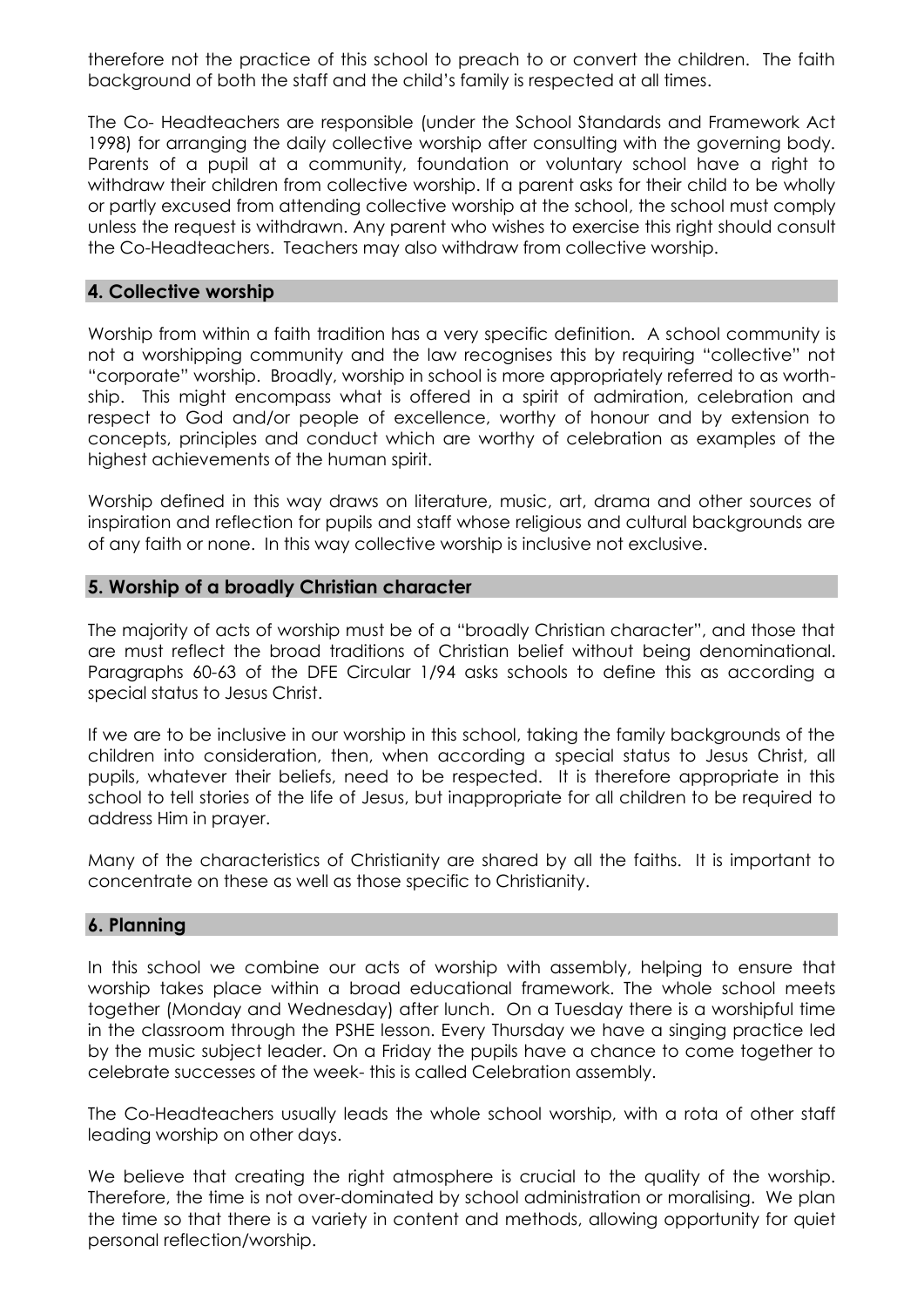therefore not the practice of this school to preach to or convert the children. The faith background of both the staff and the child's family is respected at all times.

The Co- Headteachers are responsible (under the School Standards and Framework Act 1998) for arranging the daily collective worship after consulting with the governing body. Parents of a pupil at a community, foundation or voluntary school have a right to withdraw their children from collective worship. If a parent asks for their child to be wholly or partly excused from attending collective worship at the school, the school must comply unless the request is withdrawn. Any parent who wishes to exercise this right should consult the Co-Headteachers. Teachers may also withdraw from collective worship.

## 4. Collective worship

Worship from within a faith tradition has a very specific definition. A school community is not a worshipping community and the law recognises this by requiring "collective" not "corporate" worship. Broadly, worship in school is more appropriately referred to as worth-ship. This might encompass what is offered in a spirit of admiration, celebration and respect to God and/or people of excellence, worthy of honour and by extension to concepts, principles and conduct which are worthy of celebration as examples of the highest achievements of the human spirit.

Worship defined in this way draws on literature, music, art, drama and other sources of inspiration and reflection for pupils and staff whose religious and cultural backgrounds are of any faith or none. In this way collective worship is inclusive not exclusive.

## 5. Worship of a broadly Christian character

The majority of acts of worship must be of a "broadly Christian character", and those that are must reflect the broad traditions of Christian belief without being denominational. Paragraphs 60-63 of the DFE Circular 1/94 asks schools to define this as according a special status to Jesus Christ.

If we are to be inclusive in our worship in this school, taking the family backgrounds of the children into consideration, then, when according a special status to Jesus Christ, all pupils, whatever their beliefs, need to be respected. It is therefore appropriate in this school to tell stories of the life of Jesus, but inappropriate for all children to be required to address Him in prayer.

Many of the characteristics of Christianity are shared by all the faiths. It is important to concentrate on these as well as those specific to Christianity.

## 6. Planning

In this school we combine our acts of worship with assembly, helping to ensure that worship takes place within a broad educational framework. The whole school meets together (Monday and Wednesday) after lunch. On a Tuesday there is a worshipful time in the classroom through the PSHE lesson. Every Thursday we have a singing practice led by the music subject leader. On a Friday the pupils have a chance to come together to celebrate successes of the week- this is called Celebration assembly.

The Co-Headteachers usually leads the whole school worship, with a rota of other staff leading worship on other days.

We believe that creating the right atmosphere is crucial to the quality of the worship. Therefore, the time is not over-dominated by school administration or moralising. We plan the time so that there is a variety in content and methods, allowing opportunity for quiet personal reflection/worship.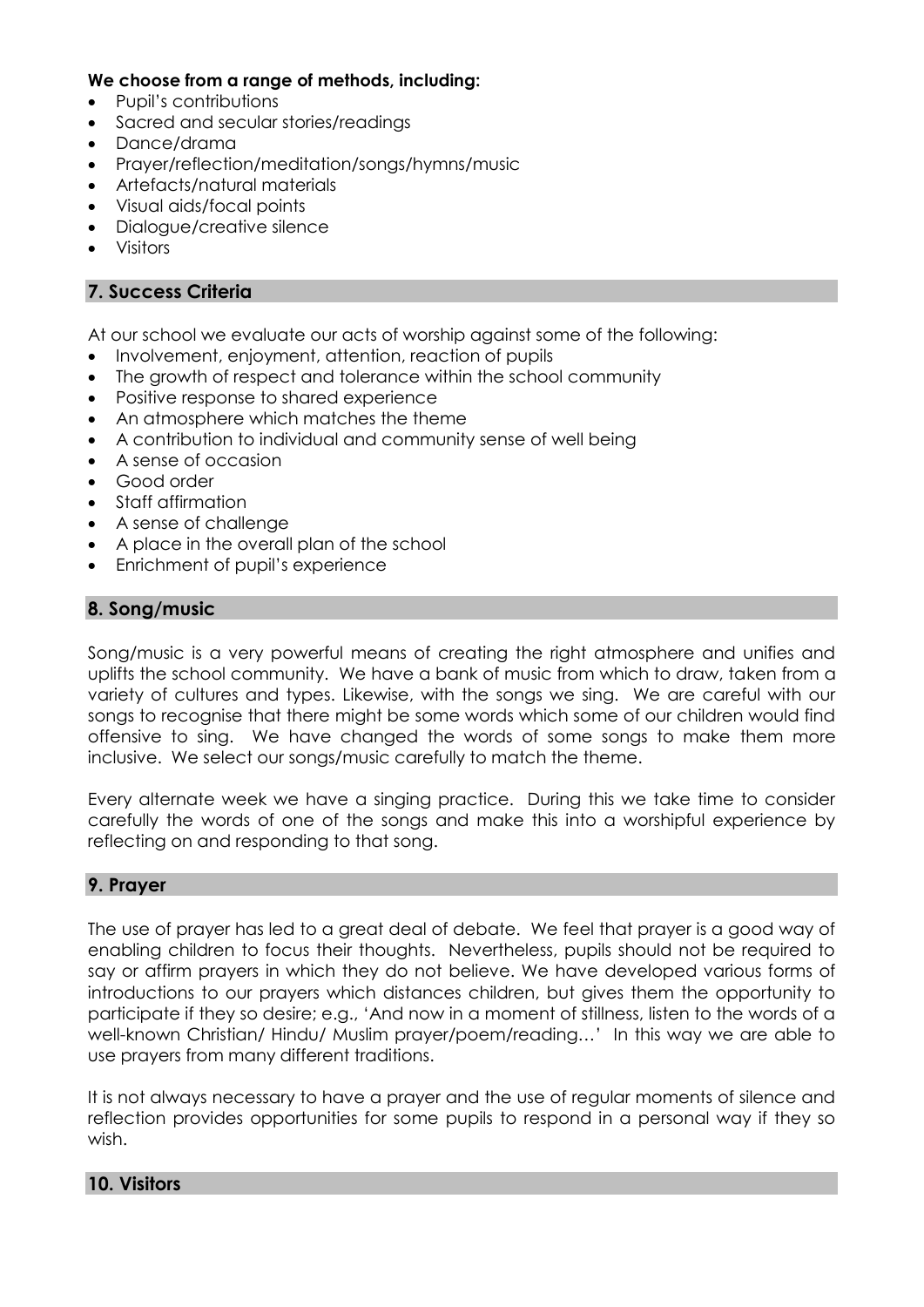**We choose from a range of methods, including:**

- Pupil's contributions
- Sacred and secular stories/readings
- Dance/drama
- Prayer/reflection/meditation/songs/hymns/music
- Artefacts/natural materials
- Visual aids/focal points
- Dialogue/creative silence
- Visitors

## 7. Success Criteria

At our school we evaluate our acts of worship against some of the following:

- Involvement, enjoyment, attention, reaction of pupils
- The growth of respect and tolerance within the school community
- Positive response to shared experience
- An atmosphere which matches the theme
- A contribution to individual and community sense of well being
- A sense of occasion
- Good order
- Staff affirmation
- A sense of challenge
- A place in the overall plan of the school
- Enrichment of pupil's experience

## 8. Song/music

Song/music is a very powerful means of creating the right atmosphere and unifies and uplifts the school community. We have a bank of music from which to draw, taken from a variety of cultures and types. Likewise, with the songs we sing. We are careful with our songs to recognise that there might be some words which some of our children would find offensive to sing. We have changed the words of some songs to make them more inclusive. We select our songs/music carefully to match the theme.

Every alternate week we have a singing practice. During this we take time to consider carefully the words of one of the songs and make this into a worshipful experience by reflecting on and responding to that song.

## 9. Prayer

The use of prayer has led to a great deal of debate. We feel that prayer is a good way of enabling children to focus their thoughts. Nevertheless, pupils should not be required to say or affirm prayers in which they do not believe. We have developed various forms of introductions to our prayers which distances children, but gives them the opportunity to participate if they so desire; e.g., 'And now in a moment of stillness, listen to the words of a well-known Christian/ Hindu/ Muslim prayer/poem/reading…' In this way we are able to use prayers from many different traditions.

It is not always necessary to have a prayer and the use of regular moments of silence and reflection provides opportunities for some pupils to respond in a personal way if they so wish.

## 10. Visitors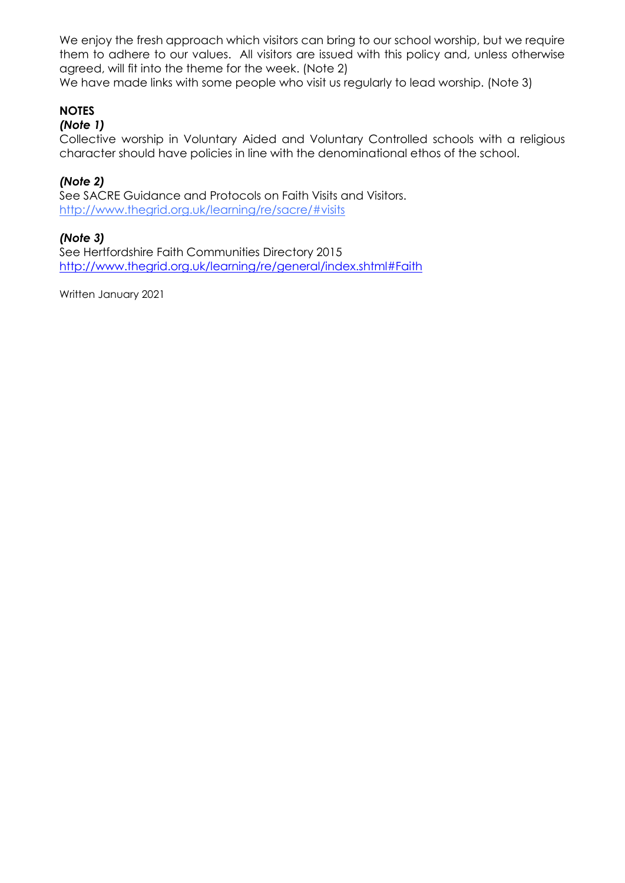We enjoy the fresh approach which visitors can bring to our school worship, but we require them to adhere to our values. All visitors are issued with this policy and, unless otherwise agreed, will fit into the theme for the week. (Note 2)
We have made links with some people who visit us regularly to lead worship. (Note 3)

**NOTES**

***(Note 1)***

Collective worship in Voluntary Aided and Voluntary Controlled schools with a religious character should have policies in line with the denominational ethos of the school.

***(Note 2)***

See SACRE Guidance and Protocols on Faith Visits and Visitors.
http://www.thegrid.org.uk/learning/re/sacre/#visits

***(Note 3)***

See Hertfordshire Faith Communities Directory 2015
http://www.thegrid.org.uk/learning/re/general/index.shtml#Faith

Written January 2021